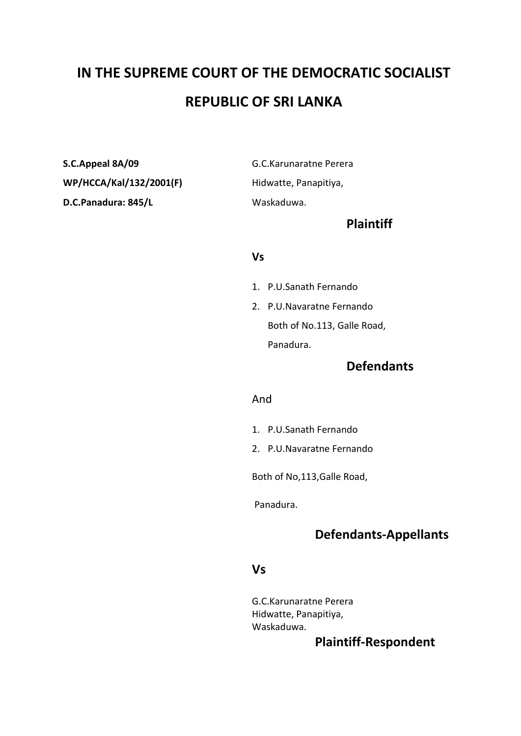# IN THE SUPREME COURT OF THE DEMOCRATIC SOCIALIST REPUBLIC OF SRI LANKA

**S.C.Appeal 8A/09**
**WP/HCCA/Kal/132/2001(F)**
**D.C.Panadura: 845/L**

G.C.Karunaratne Perera
Hidwatte, Panapitiya,
Waskaduwa.

**Plaintiff**

**Vs**

1. P.U.Sanath Fernando
2. P.U.Navaratne Fernando
   Both of No.113, Galle Road,
   Panadura.

**Defendants**

And

1. P.U.Sanath Fernando
2. P.U.Navaratne Fernando

Both of No,113,Galle Road,

Panadura.

**Defendants-Appellants**

**Vs**

G.C.Karunaratne Perera
Hidwatte, Panapitiya,
Waskaduwa.

**Plaintiff-Respondent**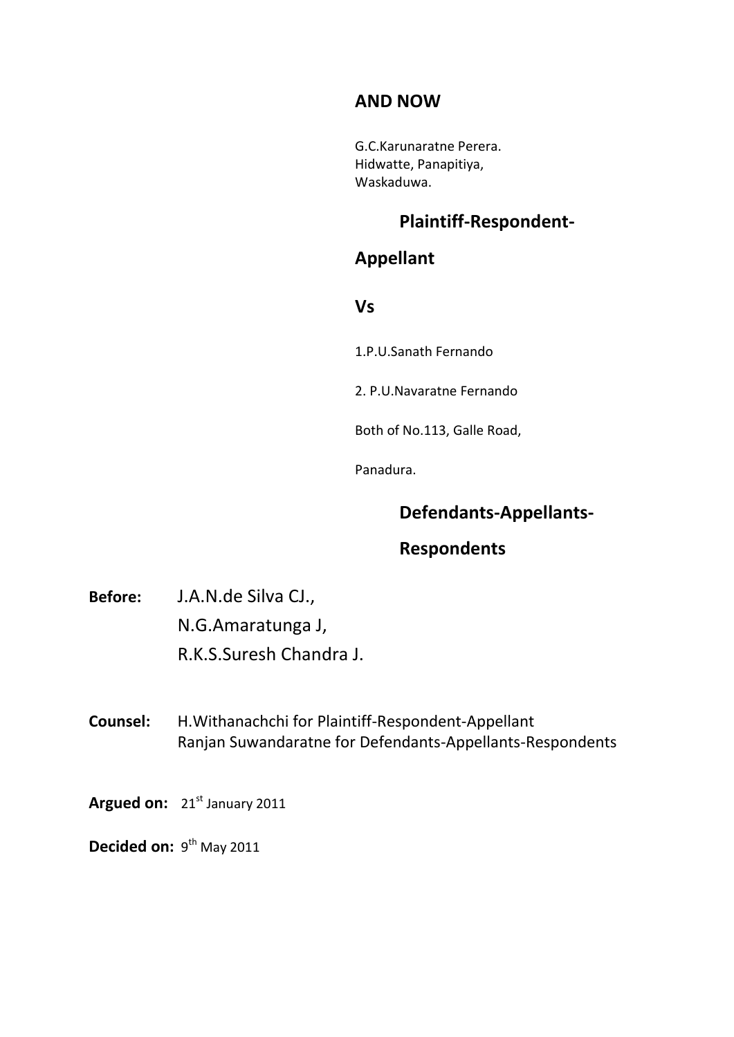**AND NOW**

G.C.Karunaratne Perera.
Hidwatte, Panapitiya,
Waskaduwa.

**Plaintiff-Respondent-Appellant**

**Vs**

1.P.U.Sanath Fernando

2. P.U.Navaratne Fernando

Both of No.113, Galle Road,

Panadura.

**Defendants-Appellants-Respondents**

**Before:** J.A.N.de Silva CJ.,
N.G.Amaratunga J,
R.K.S.Suresh Chandra J.

**Counsel:** H.Withanachchi for Plaintiff-Respondent-Appellant
Ranjan Suwandaratne for Defendants-Appellants-Respondents

**Argued on:** 21st January 2011

**Decided on:** 9th May 2011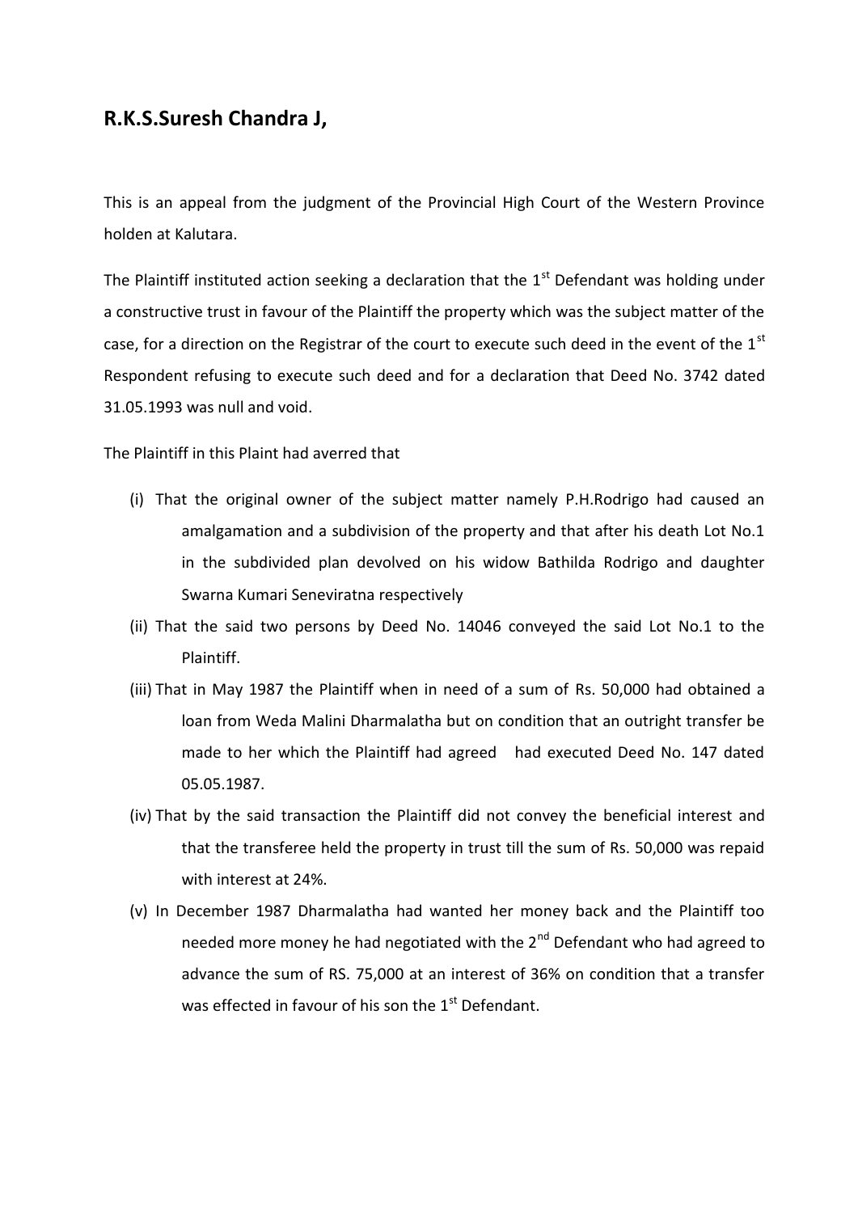## R.K.S.Suresh Chandra J,

This is an appeal from the judgment of the Provincial High Court of the Western Province holden at Kalutara.

The Plaintiff instituted action seeking a declaration that the 1st Defendant was holding under a constructive trust in favour of the Plaintiff the property which was the subject matter of the case, for a direction on the Registrar of the court to execute such deed in the event of the 1st Respondent refusing to execute such deed and for a declaration that Deed No. 3742 dated 31.05.1993 was null and void.

The Plaintiff in this Plaint had averred that

- (i) That the original owner of the subject matter namely P.H.Rodrigo had caused an amalgamation and a subdivision of the property and that after his death Lot No.1 in the subdivided plan devolved on his widow Bathilda Rodrigo and daughter Swarna Kumari Seneviratna respectively
- (ii) That the said two persons by Deed No. 14046 conveyed the said Lot No.1 to the Plaintiff.
- (iii) That in May 1987 the Plaintiff when in need of a sum of Rs. 50,000 had obtained a loan from Weda Malini Dharmalatha but on condition that an outright transfer be made to her which the Plaintiff had agreed had executed Deed No. 147 dated 05.05.1987.
- (iv) That by the said transaction the Plaintiff did not convey the beneficial interest and that the transferee held the property in trust till the sum of Rs. 50,000 was repaid with interest at 24%.
- (v) In December 1987 Dharmalatha had wanted her money back and the Plaintiff too needed more money he had negotiated with the 2nd Defendant who had agreed to advance the sum of RS. 75,000 at an interest of 36% on condition that a transfer was effected in favour of his son the 1st Defendant.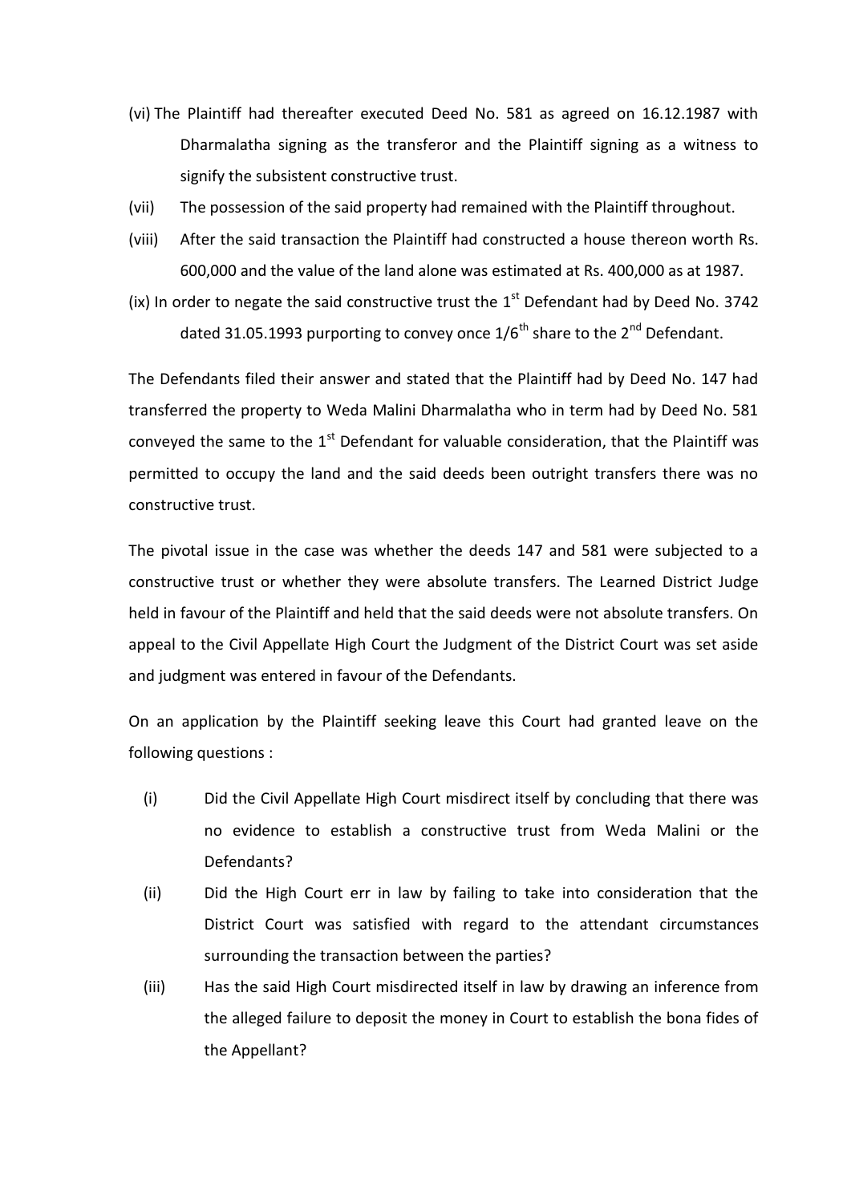(vi) The Plaintiff had thereafter executed Deed No. 581 as agreed on 16.12.1987 with Dharmalatha signing as the transferor and the Plaintiff signing as a witness to signify the subsistent constructive trust.

(vii) The possession of the said property had remained with the Plaintiff throughout.

(viii) After the said transaction the Plaintiff had constructed a house thereon worth Rs. 600,000 and the value of the land alone was estimated at Rs. 400,000 as at 1987.

(ix) In order to negate the said constructive trust the 1st Defendant had by Deed No. 3742 dated 31.05.1993 purporting to convey once 1/6th share to the 2nd Defendant.

The Defendants filed their answer and stated that the Plaintiff had by Deed No. 147 had transferred the property to Weda Malini Dharmalatha who in term had by Deed No. 581 conveyed the same to the 1st Defendant for valuable consideration, that the Plaintiff was permitted to occupy the land and the said deeds been outright transfers there was no constructive trust.

The pivotal issue in the case was whether the deeds 147 and 581 were subjected to a constructive trust or whether they were absolute transfers. The Learned District Judge held in favour of the Plaintiff and held that the said deeds were not absolute transfers. On appeal to the Civil Appellate High Court the Judgment of the District Court was set aside and judgment was entered in favour of the Defendants.

On an application by the Plaintiff seeking leave this Court had granted leave on the following questions :

(i) Did the Civil Appellate High Court misdirect itself by concluding that there was no evidence to establish a constructive trust from Weda Malini or the Defendants?

(ii) Did the High Court err in law by failing to take into consideration that the District Court was satisfied with regard to the attendant circumstances surrounding the transaction between the parties?

(iii) Has the said High Court misdirected itself in law by drawing an inference from the alleged failure to deposit the money in Court to establish the bona fides of the Appellant?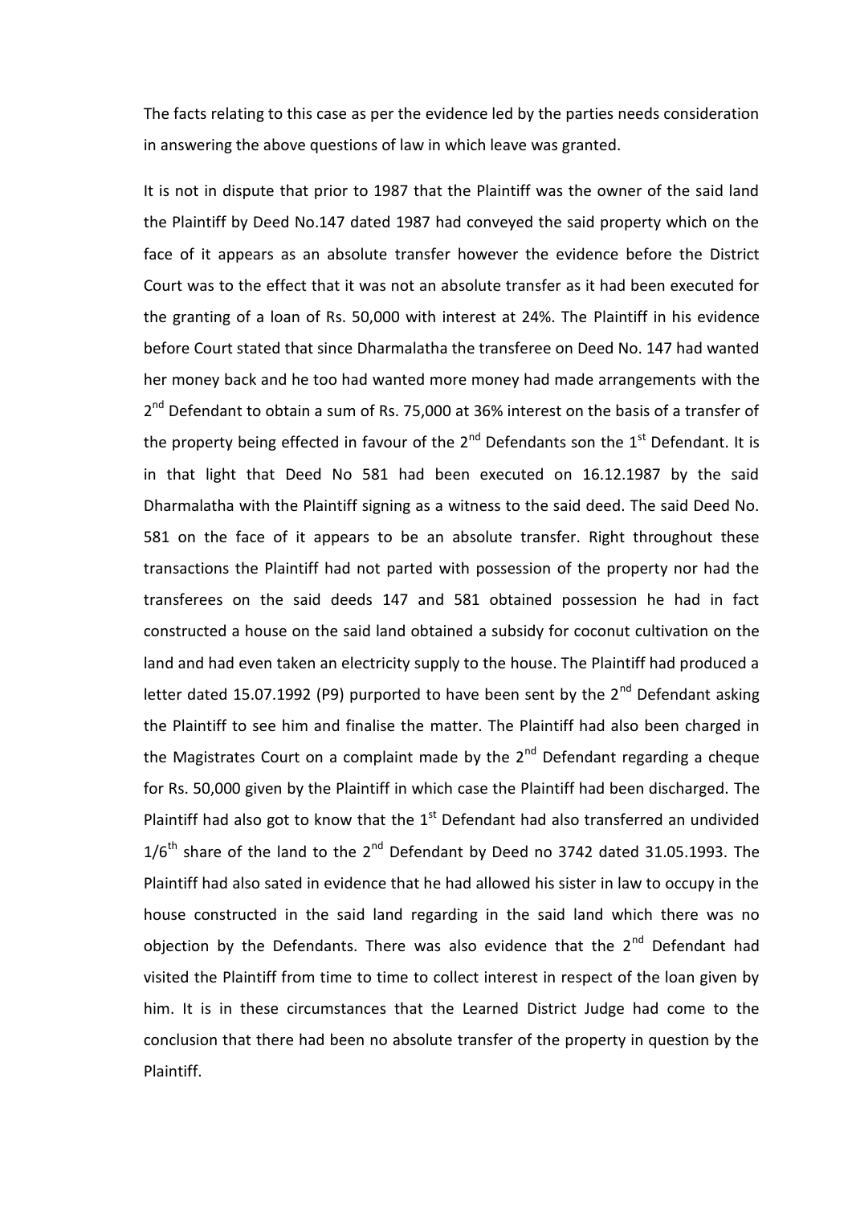The facts relating to this case as per the evidence led by the parties needs consideration in answering the above questions of law in which leave was granted.

It is not in dispute that prior to 1987 that the Plaintiff was the owner of the said land the Plaintiff by Deed No.147 dated 1987 had conveyed the said property which on the face of it appears as an absolute transfer however the evidence before the District Court was to the effect that it was not an absolute transfer as it had been executed for the granting of a loan of Rs. 50,000 with interest at 24%. The Plaintiff in his evidence before Court stated that since Dharmalatha the transferee on Deed No. 147 had wanted her money back and he too had wanted more money had made arrangements with the 2nd Defendant to obtain a sum of Rs. 75,000 at 36% interest on the basis of a transfer of the property being effected in favour of the 2nd Defendants son the 1st Defendant. It is in that light that Deed No 581 had been executed on 16.12.1987 by the said Dharmalatha with the Plaintiff signing as a witness to the said deed. The said Deed No. 581 on the face of it appears to be an absolute transfer. Right throughout these transactions the Plaintiff had not parted with possession of the property nor had the transferees on the said deeds 147 and 581 obtained possession he had in fact constructed a house on the said land obtained a subsidy for coconut cultivation on the land and had even taken an electricity supply to the house. The Plaintiff had produced a letter dated 15.07.1992 (P9) purported to have been sent by the 2nd Defendant asking the Plaintiff to see him and finalise the matter. The Plaintiff had also been charged in the Magistrates Court on a complaint made by the 2nd Defendant regarding a cheque for Rs. 50,000 given by the Plaintiff in which case the Plaintiff had been discharged. The Plaintiff had also got to know that the 1st Defendant had also transferred an undivided 1/6th share of the land to the 2nd Defendant by Deed no 3742 dated 31.05.1993. The Plaintiff had also sated in evidence that he had allowed his sister in law to occupy in the house constructed in the said land regarding in the said land which there was no objection by the Defendants. There was also evidence that the 2nd Defendant had visited the Plaintiff from time to time to collect interest in respect of the loan given by him. It is in these circumstances that the Learned District Judge had come to the conclusion that there had been no absolute transfer of the property in question by the Plaintiff.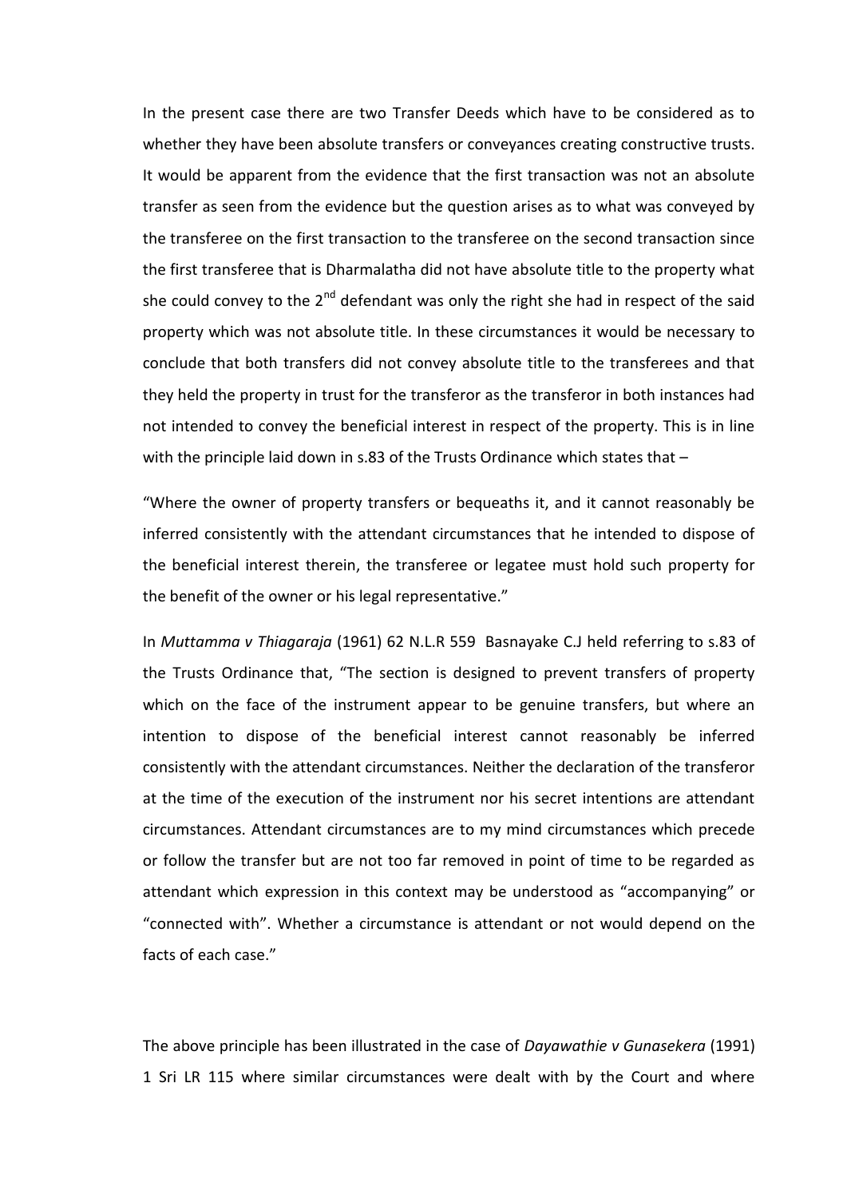In the present case there are two Transfer Deeds which have to be considered as to whether they have been absolute transfers or conveyances creating constructive trusts. It would be apparent from the evidence that the first transaction was not an absolute transfer as seen from the evidence but the question arises as to what was conveyed by the transferee on the first transaction to the transferee on the second transaction since the first transferee that is Dharmalatha did not have absolute title to the property what she could convey to the 2nd defendant was only the right she had in respect of the said property which was not absolute title. In these circumstances it would be necessary to conclude that both transfers did not convey absolute title to the transferees and that they held the property in trust for the transferor as the transferor in both instances had not intended to convey the beneficial interest in respect of the property. This is in line with the principle laid down in s.83 of the Trusts Ordinance which states that –

"Where the owner of property transfers or bequeaths it, and it cannot reasonably be inferred consistently with the attendant circumstances that he intended to dispose of the beneficial interest therein, the transferee or legatee must hold such property for the benefit of the owner or his legal representative."

In *Muttamma v Thiagaraja* (1961) 62 N.L.R 559 Basnayake C.J held referring to s.83 of the Trusts Ordinance that, "The section is designed to prevent transfers of property which on the face of the instrument appear to be genuine transfers, but where an intention to dispose of the beneficial interest cannot reasonably be inferred consistently with the attendant circumstances. Neither the declaration of the transferor at the time of the execution of the instrument nor his secret intentions are attendant circumstances. Attendant circumstances are to my mind circumstances which precede or follow the transfer but are not too far removed in point of time to be regarded as attendant which expression in this context may be understood as "accompanying" or "connected with". Whether a circumstance is attendant or not would depend on the facts of each case."

The above principle has been illustrated in the case of *Dayawathie v Gunasekera* (1991) 1 Sri LR 115 where similar circumstances were dealt with by the Court and where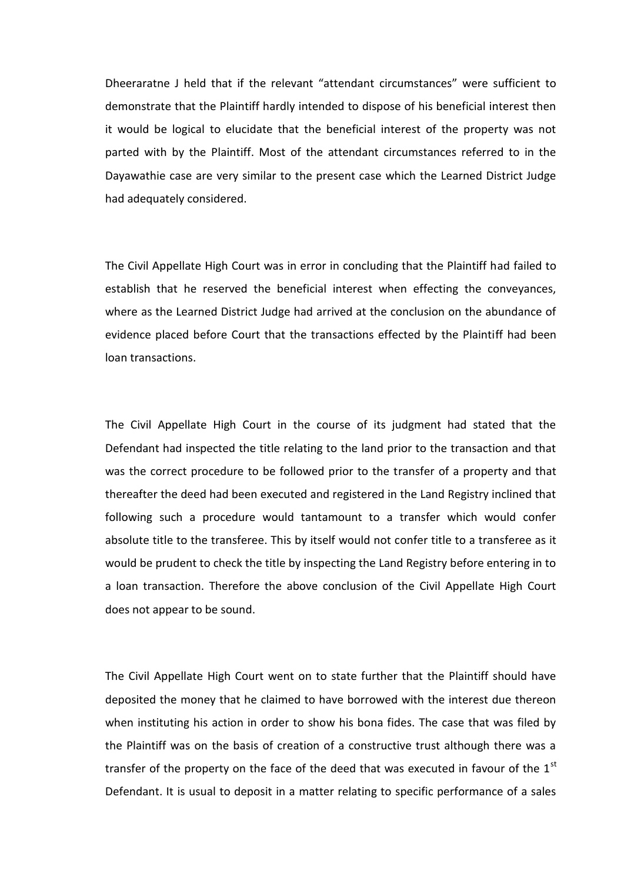Dheeraratne J held that if the relevant "attendant circumstances" were sufficient to demonstrate that the Plaintiff hardly intended to dispose of his beneficial interest then it would be logical to elucidate that the beneficial interest of the property was not parted with by the Plaintiff. Most of the attendant circumstances referred to in the Dayawathie case are very similar to the present case which the Learned District Judge had adequately considered.

The Civil Appellate High Court was in error in concluding that the Plaintiff had failed to establish that he reserved the beneficial interest when effecting the conveyances, where as the Learned District Judge had arrived at the conclusion on the abundance of evidence placed before Court that the transactions effected by the Plaintiff had been loan transactions.

The Civil Appellate High Court in the course of its judgment had stated that the Defendant had inspected the title relating to the land prior to the transaction and that was the correct procedure to be followed prior to the transfer of a property and that thereafter the deed had been executed and registered in the Land Registry inclined that following such a procedure would tantamount to a transfer which would confer absolute title to the transferee. This by itself would not confer title to a transferee as it would be prudent to check the title by inspecting the Land Registry before entering in to a loan transaction. Therefore the above conclusion of the Civil Appellate High Court does not appear to be sound.

The Civil Appellate High Court went on to state further that the Plaintiff should have deposited the money that he claimed to have borrowed with the interest due thereon when instituting his action in order to show his bona fides. The case that was filed by the Plaintiff was on the basis of creation of a constructive trust although there was a transfer of the property on the face of the deed that was executed in favour of the 1st Defendant. It is usual to deposit in a matter relating to specific performance of a sales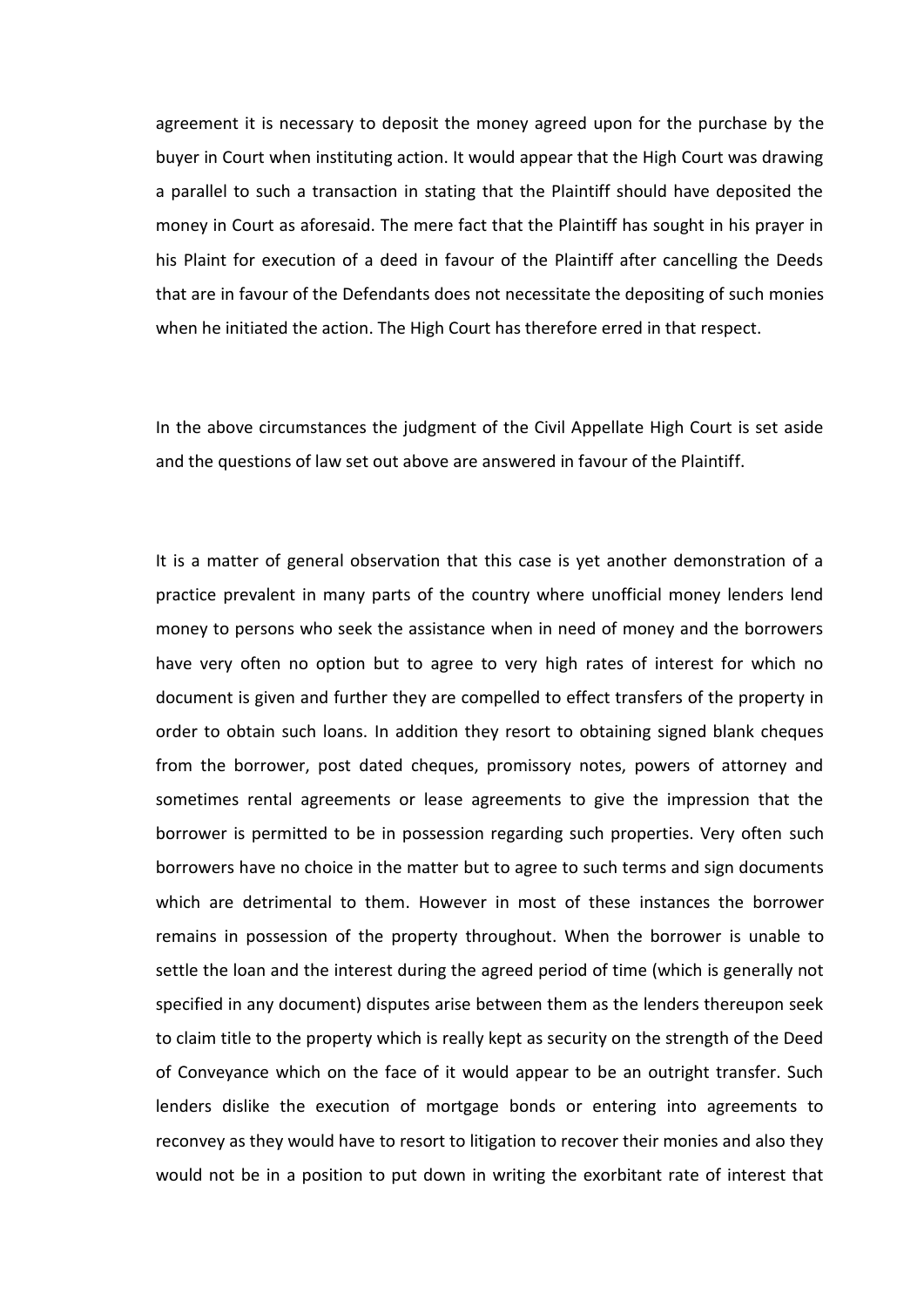agreement it is necessary to deposit the money agreed upon for the purchase by the buyer in Court when instituting action. It would appear that the High Court was drawing a parallel to such a transaction in stating that the Plaintiff should have deposited the money in Court as aforesaid. The mere fact that the Plaintiff has sought in his prayer in his Plaint for execution of a deed in favour of the Plaintiff after cancelling the Deeds that are in favour of the Defendants does not necessitate the depositing of such monies when he initiated the action. The High Court has therefore erred in that respect.

In the above circumstances the judgment of the Civil Appellate High Court is set aside and the questions of law set out above are answered in favour of the Plaintiff.

It is a matter of general observation that this case is yet another demonstration of a practice prevalent in many parts of the country where unofficial money lenders lend money to persons who seek the assistance when in need of money and the borrowers have very often no option but to agree to very high rates of interest for which no document is given and further they are compelled to effect transfers of the property in order to obtain such loans. In addition they resort to obtaining signed blank cheques from the borrower, post dated cheques, promissory notes, powers of attorney and sometimes rental agreements or lease agreements to give the impression that the borrower is permitted to be in possession regarding such properties. Very often such borrowers have no choice in the matter but to agree to such terms and sign documents which are detrimental to them. However in most of these instances the borrower remains in possession of the property throughout. When the borrower is unable to settle the loan and the interest during the agreed period of time (which is generally not specified in any document) disputes arise between them as the lenders thereupon seek to claim title to the property which is really kept as security on the strength of the Deed of Conveyance which on the face of it would appear to be an outright transfer. Such lenders dislike the execution of mortgage bonds or entering into agreements to reconvey as they would have to resort to litigation to recover their monies and also they would not be in a position to put down in writing the exorbitant rate of interest that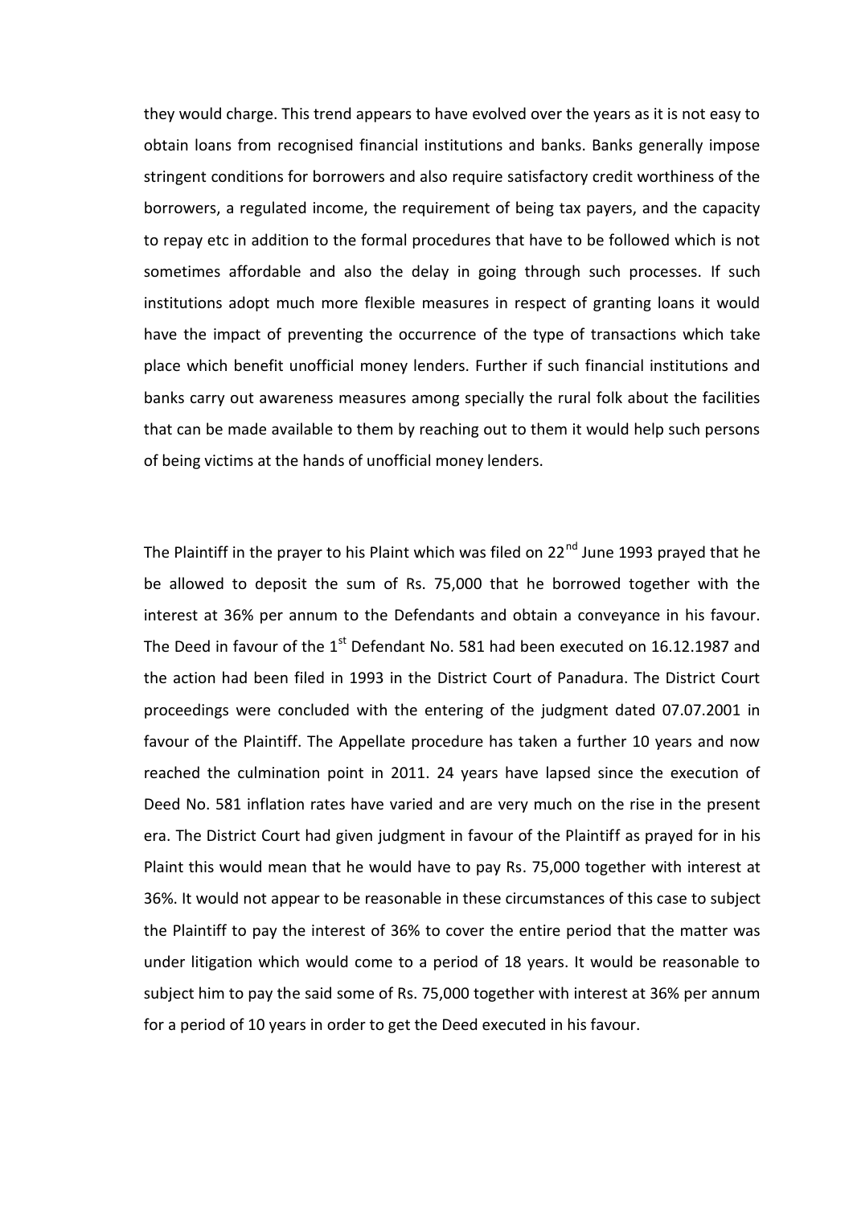they would charge. This trend appears to have evolved over the years as it is not easy to obtain loans from recognised financial institutions and banks. Banks generally impose stringent conditions for borrowers and also require satisfactory credit worthiness of the borrowers, a regulated income, the requirement of being tax payers, and the capacity to repay etc in addition to the formal procedures that have to be followed which is not sometimes affordable and also the delay in going through such processes. If such institutions adopt much more flexible measures in respect of granting loans it would have the impact of preventing the occurrence of the type of transactions which take place which benefit unofficial money lenders. Further if such financial institutions and banks carry out awareness measures among specially the rural folk about the facilities that can be made available to them by reaching out to them it would help such persons of being victims at the hands of unofficial money lenders.

The Plaintiff in the prayer to his Plaint which was filed on 22nd June 1993 prayed that he be allowed to deposit the sum of Rs. 75,000 that he borrowed together with the interest at 36% per annum to the Defendants and obtain a conveyance in his favour. The Deed in favour of the 1st Defendant No. 581 had been executed on 16.12.1987 and the action had been filed in 1993 in the District Court of Panadura. The District Court proceedings were concluded with the entering of the judgment dated 07.07.2001 in favour of the Plaintiff. The Appellate procedure has taken a further 10 years and now reached the culmination point in 2011. 24 years have lapsed since the execution of Deed No. 581 inflation rates have varied and are very much on the rise in the present era. The District Court had given judgment in favour of the Plaintiff as prayed for in his Plaint this would mean that he would have to pay Rs. 75,000 together with interest at 36%. It would not appear to be reasonable in these circumstances of this case to subject the Plaintiff to pay the interest of 36% to cover the entire period that the matter was under litigation which would come to a period of 18 years. It would be reasonable to subject him to pay the said some of Rs. 75,000 together with interest at 36% per annum for a period of 10 years in order to get the Deed executed in his favour.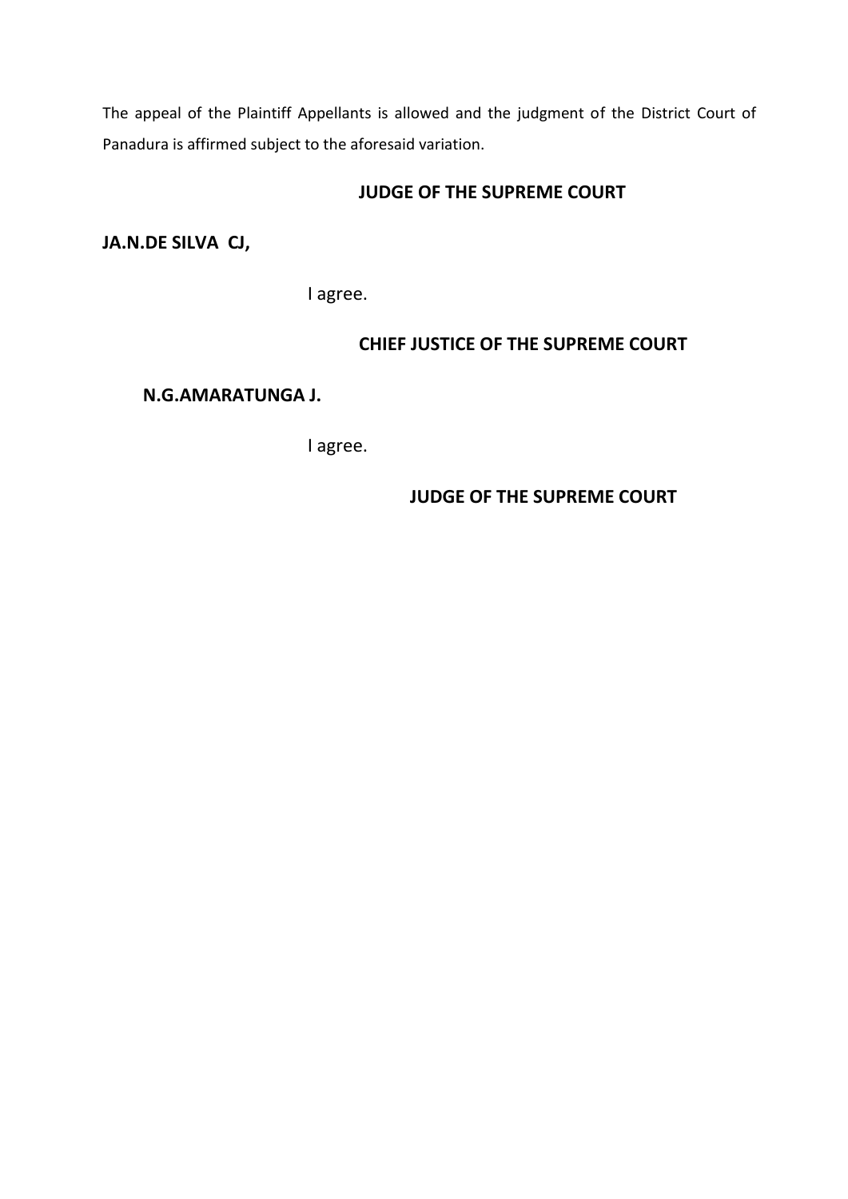The appeal of the Plaintiff Appellants is allowed and the judgment of the District Court of Panadura is affirmed subject to the aforesaid variation.

**JUDGE OF THE SUPREME COURT**

**JA.N.DE SILVA CJ,**

I agree.

**CHIEF JUSTICE OF THE SUPREME COURT**

**N.G.AMARATUNGA J.**

I agree.

**JUDGE OF THE SUPREME COURT**